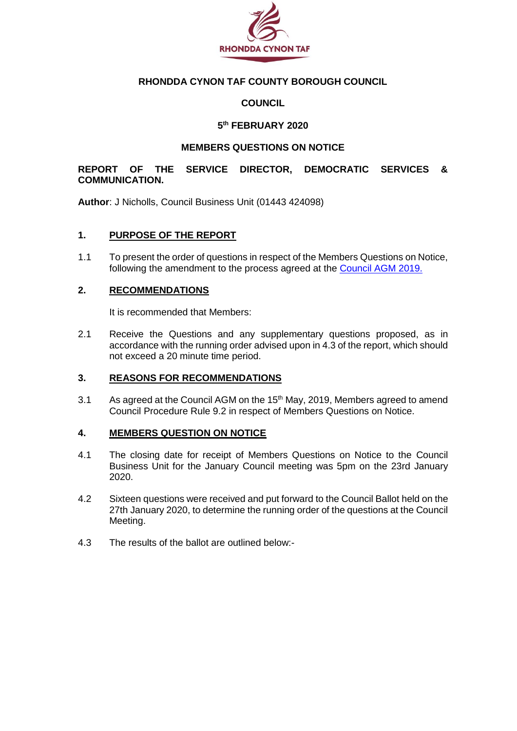RHONDDA CYNON TAF

# RHONDDA CYNON TAF COUNTY BOROUGH COUNCIL

## COUNCIL

## 5th FEBRUARY 2020

## MEMBERS QUESTIONS ON NOTICE

**REPORT OF THE SERVICE DIRECTOR, DEMOCRATIC SERVICES & COMMUNICATION.**

**Author**: J Nicholls, Council Business Unit (01443 424098)

### 1. PURPOSE OF THE REPORT

1.1 To present the order of questions in respect of the Members Questions on Notice, following the amendment to the process agreed at the Council AGM 2019.

### 2. RECOMMENDATIONS

It is recommended that Members:

2.1 Receive the Questions and any supplementary questions proposed, as in accordance with the running order advised upon in 4.3 of the report, which should not exceed a 20 minute time period.

### 3. REASONS FOR RECOMMENDATIONS

3.1 As agreed at the Council AGM on the 15th May, 2019, Members agreed to amend Council Procedure Rule 9.2 in respect of Members Questions on Notice.

### 4. MEMBERS QUESTION ON NOTICE

4.1 The closing date for receipt of Members Questions on Notice to the Council Business Unit for the January Council meeting was 5pm on the 23rd January 2020.

4.2 Sixteen questions were received and put forward to the Council Ballot held on the 27th January 2020, to determine the running order of the questions at the Council Meeting.

4.3 The results of the ballot are outlined below:-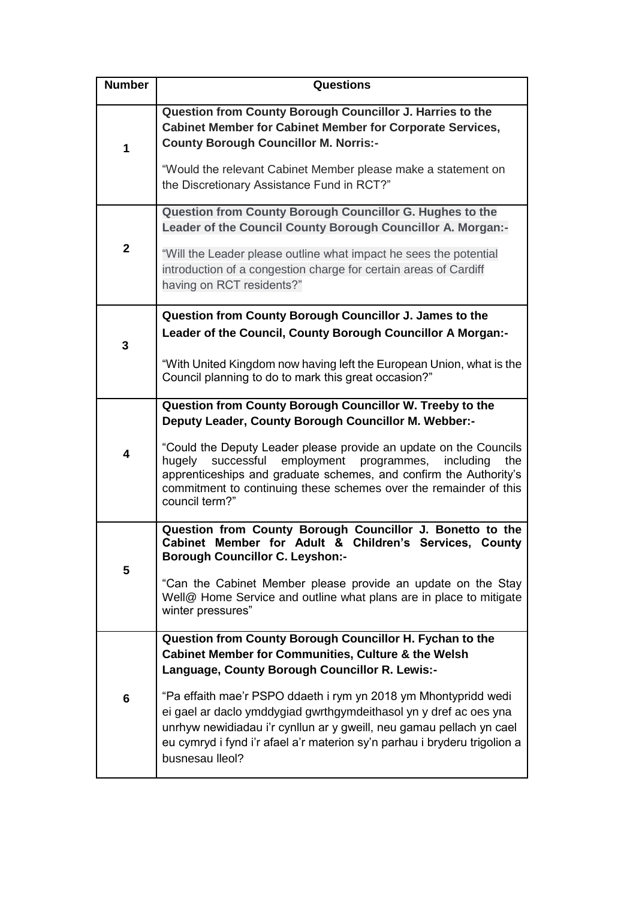| Number | Questions |
|---|---|
| 1 | **Question from County Borough Councillor J. Harries to the Cabinet Member for Cabinet Member for Corporate Services, County Borough Councillor M. Norris:-**<br><br>"Would the relevant Cabinet Member please make a statement on the Discretionary Assistance Fund in RCT?" |
| 2 | **Question from County Borough Councillor G. Hughes to the Leader of the Council County Borough Councillor A. Morgan:-**<br><br>"Will the Leader please outline what impact he sees the potential introduction of a congestion charge for certain areas of Cardiff having on RCT residents?" |
| 3 | **Question from County Borough Councillor J. James to the Leader of the Council, County Borough Councillor A Morgan:-**<br><br>"With United Kingdom now having left the European Union, what is the Council planning to do to mark this great occasion?" |
| 4 | **Question from County Borough Councillor W. Treeby to the Deputy Leader, County Borough Councillor M. Webber:-**<br><br>"Could the Deputy Leader please provide an update on the Councils hugely successful employment programmes, including the apprenticeships and graduate schemes, and confirm the Authority's commitment to continuing these schemes over the remainder of this council term?" |
| 5 | **Question from County Borough Councillor J. Bonetto to the Cabinet Member for Adult & Children's Services, County Borough Councillor C. Leyshon:-**<br><br>"Can the Cabinet Member please provide an update on the Stay Well@ Home Service and outline what plans are in place to mitigate winter pressures" |
| 6 | **Question from County Borough Councillor H. Fychan to the Cabinet Member for Communities, Culture & the Welsh Language, County Borough Councillor R. Lewis:-**<br><br>"Pa effaith mae'r PSPO ddaeth i rym yn 2018 ym Mhontypridd wedi ei gael ar daclo ymddygiad gwrthgymdeithasol yn y dref ac oes yna unrhyw newidiadau i'r cynllun ar y gweill, neu gamau pellach yn cael eu cymryd i fynd i'r afael a'r materion sy'n parhau i bryderu trigolion a busnesau lleol? |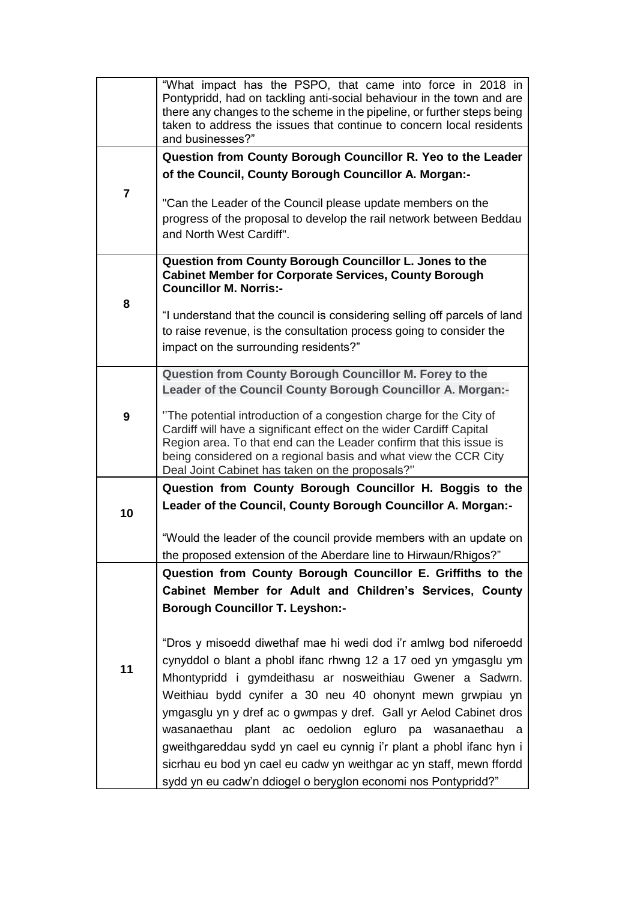| | |
|---|---|
| | "What impact has the PSPO, that came into force in 2018 in Pontypridd, had on tackling anti-social behaviour in the town and are there any changes to the scheme in the pipeline, or further steps being taken to address the issues that continue to concern local residents and businesses?" |
| **7** | **Question from County Borough Councillor R. Yeo to the Leader of the Council, County Borough Councillor A. Morgan:-**<br><br>"Can the Leader of the Council please update members on the progress of the proposal to develop the rail network between Beddau and North West Cardiff". |
| **8** | **Question from County Borough Councillor L. Jones to the Cabinet Member for Corporate Services, County Borough Councillor M. Norris:-**<br><br>"I understand that the council is considering selling off parcels of land to raise revenue, is the consultation process going to consider the impact on the surrounding residents?" |
| **9** | **Question from County Borough Councillor M. Forey to the Leader of the Council County Borough Councillor A. Morgan:-**<br><br>''The potential introduction of a congestion charge for the City of Cardiff will have a significant effect on the wider Cardiff Capital Region area. To that end can the Leader confirm that this issue is being considered on a regional basis and what view the CCR City Deal Joint Cabinet has taken on the proposals?'' |
| **10** | **Question from County Borough Councillor H. Boggis to the Leader of the Council, County Borough Councillor A. Morgan:-**<br><br>"Would the leader of the council provide members with an update on the proposed extension of the Aberdare line to Hirwaun/Rhigos?" |
| **11** | **Question from County Borough Councillor E. Griffiths to the Cabinet Member for Adult and Children's Services, County Borough Councillor T. Leyshon:-**<br><br>"Dros y misoedd diwethaf mae hi wedi dod i'r amlwg bod niferoedd cynyddol o blant a phobl ifanc rhwng 12 a 17 oed yn ymgasglu ym Mhontypridd i gymdeithasu ar nosweithiau Gwener a Sadwrn. Weithiau bydd cynifer a 30 neu 40 ohonynt mewn grwpiau yn ymgasglu yn y dref ac o gwmpas y dref. Gall yr Aelod Cabinet dros wasanaethau plant ac oedolion egluro pa wasanaethau a gweithgareddau sydd yn cael eu cynnig i'r plant a phobl ifanc hyn i sicrhau eu bod yn cael eu cadw yn weithgar ac yn staff, mewn ffordd sydd yn eu cadw'n ddiogel o beryglon economi nos Pontypridd?" |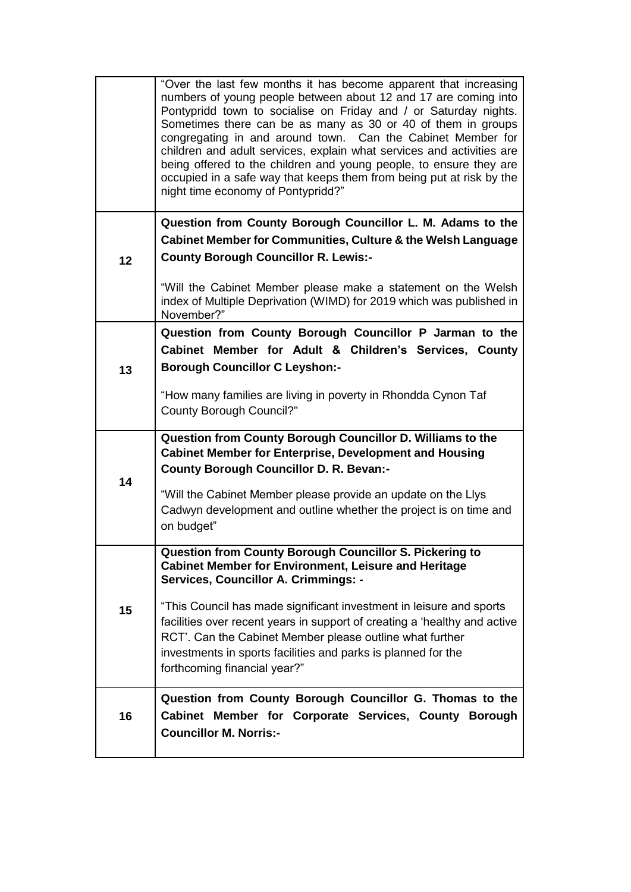| | |
|---|---|
| | "Over the last few months it has become apparent that increasing numbers of young people between about 12 and 17 are coming into Pontypridd town to socialise on Friday and / or Saturday nights. Sometimes there can be as many as 30 or 40 of them in groups congregating in and around town. Can the Cabinet Member for children and adult services, explain what services and activities are being offered to the children and young people, to ensure they are occupied in a safe way that keeps them from being put at risk by the night time economy of Pontypridd?" |
| 12 | **Question from County Borough Councillor L. M. Adams to the Cabinet Member for Communities, Culture & the Welsh Language County Borough Councillor R. Lewis:-**<br><br>"Will the Cabinet Member please make a statement on the Welsh index of Multiple Deprivation (WIMD) for 2019 which was published in November?" |
| 13 | **Question from County Borough Councillor P Jarman to the Cabinet Member for Adult & Children's Services, County Borough Councillor C Leyshon:-**<br><br>"How many families are living in poverty in Rhondda Cynon Taf County Borough Council?" |
| 14 | **Question from County Borough Councillor D. Williams to the Cabinet Member for Enterprise, Development and Housing County Borough Councillor D. R. Bevan:-**<br><br>"Will the Cabinet Member please provide an update on the Llys Cadwyn development and outline whether the project is on time and on budget" |
| 15 | **Question from County Borough Councillor S. Pickering to Cabinet Member for Environment, Leisure and Heritage Services, Councillor A. Crimmings: -**<br><br>"This Council has made significant investment in leisure and sports facilities over recent years in support of creating a 'healthy and active RCT'. Can the Cabinet Member please outline what further investments in sports facilities and parks is planned for the forthcoming financial year?" |
| 16 | **Question from County Borough Councillor G. Thomas to the Cabinet Member for Corporate Services, County Borough Councillor M. Norris:-** |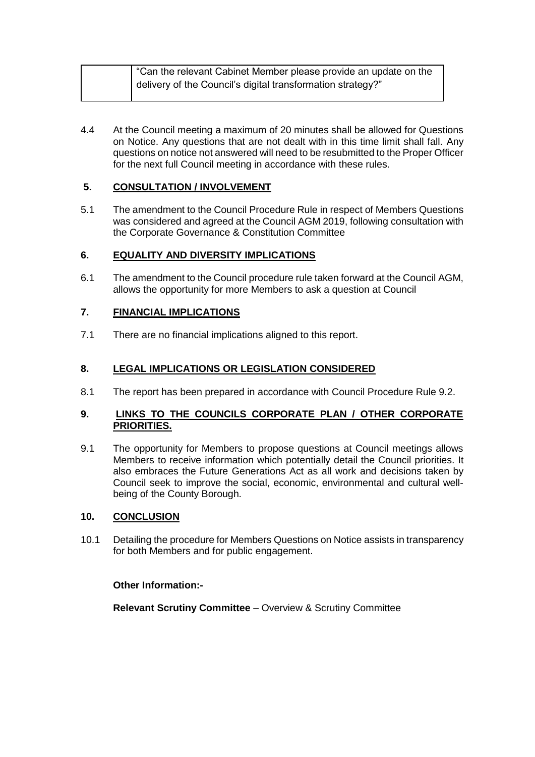| | "Can the relevant Cabinet Member please provide an update on the delivery of the Council's digital transformation strategy?" |
|---|---|

4.4 At the Council meeting a maximum of 20 minutes shall be allowed for Questions on Notice. Any questions that are not dealt with in this time limit shall fall. Any questions on notice not answered will need to be resubmitted to the Proper Officer for the next full Council meeting in accordance with these rules.

## 5. CONSULTATION / INVOLVEMENT

5.1 The amendment to the Council Procedure Rule in respect of Members Questions was considered and agreed at the Council AGM 2019, following consultation with the Corporate Governance & Constitution Committee

## 6. EQUALITY AND DIVERSITY IMPLICATIONS

6.1 The amendment to the Council procedure rule taken forward at the Council AGM, allows the opportunity for more Members to ask a question at Council

## 7. FINANCIAL IMPLICATIONS

7.1 There are no financial implications aligned to this report.

## 8. LEGAL IMPLICATIONS OR LEGISLATION CONSIDERED

8.1 The report has been prepared in accordance with Council Procedure Rule 9.2.

## 9. LINKS TO THE COUNCILS CORPORATE PLAN / OTHER CORPORATE PRIORITIES.

9.1 The opportunity for Members to propose questions at Council meetings allows Members to receive information which potentially detail the Council priorities. It also embraces the Future Generations Act as all work and decisions taken by Council seek to improve the social, economic, environmental and cultural well-being of the County Borough.

## 10. CONCLUSION

10.1 Detailing the procedure for Members Questions on Notice assists in transparency for both Members and for public engagement.

**Other Information:-**

**Relevant Scrutiny Committee** – Overview & Scrutiny Committee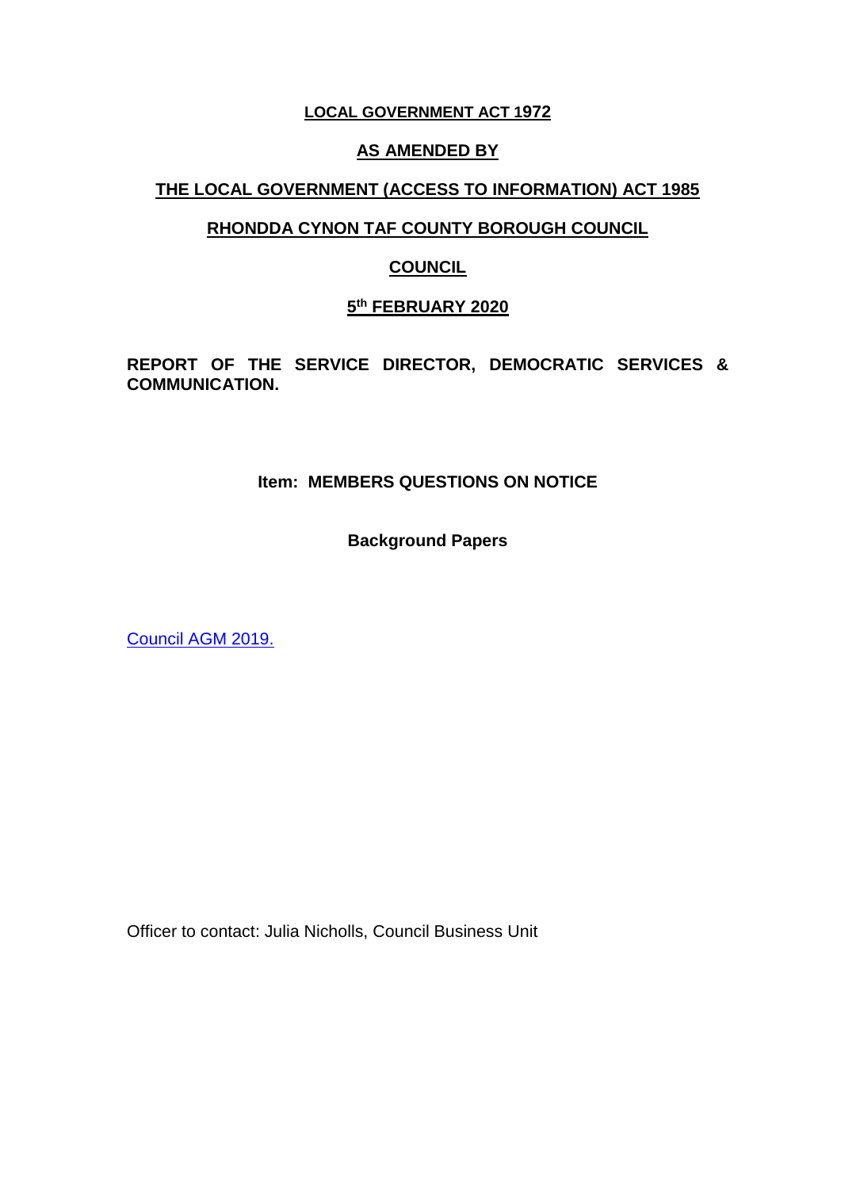**LOCAL GOVERNMENT ACT 1972**

**AS AMENDED BY**

**THE LOCAL GOVERNMENT (ACCESS TO INFORMATION) ACT 1985**

**RHONDDA CYNON TAF COUNTY BOROUGH COUNCIL**

**COUNCIL**

**5th FEBRUARY 2020**

**REPORT OF THE SERVICE DIRECTOR, DEMOCRATIC SERVICES & COMMUNICATION.**

**Item: MEMBERS QUESTIONS ON NOTICE**

**Background Papers**

Council AGM 2019.

Officer to contact: Julia Nicholls, Council Business Unit